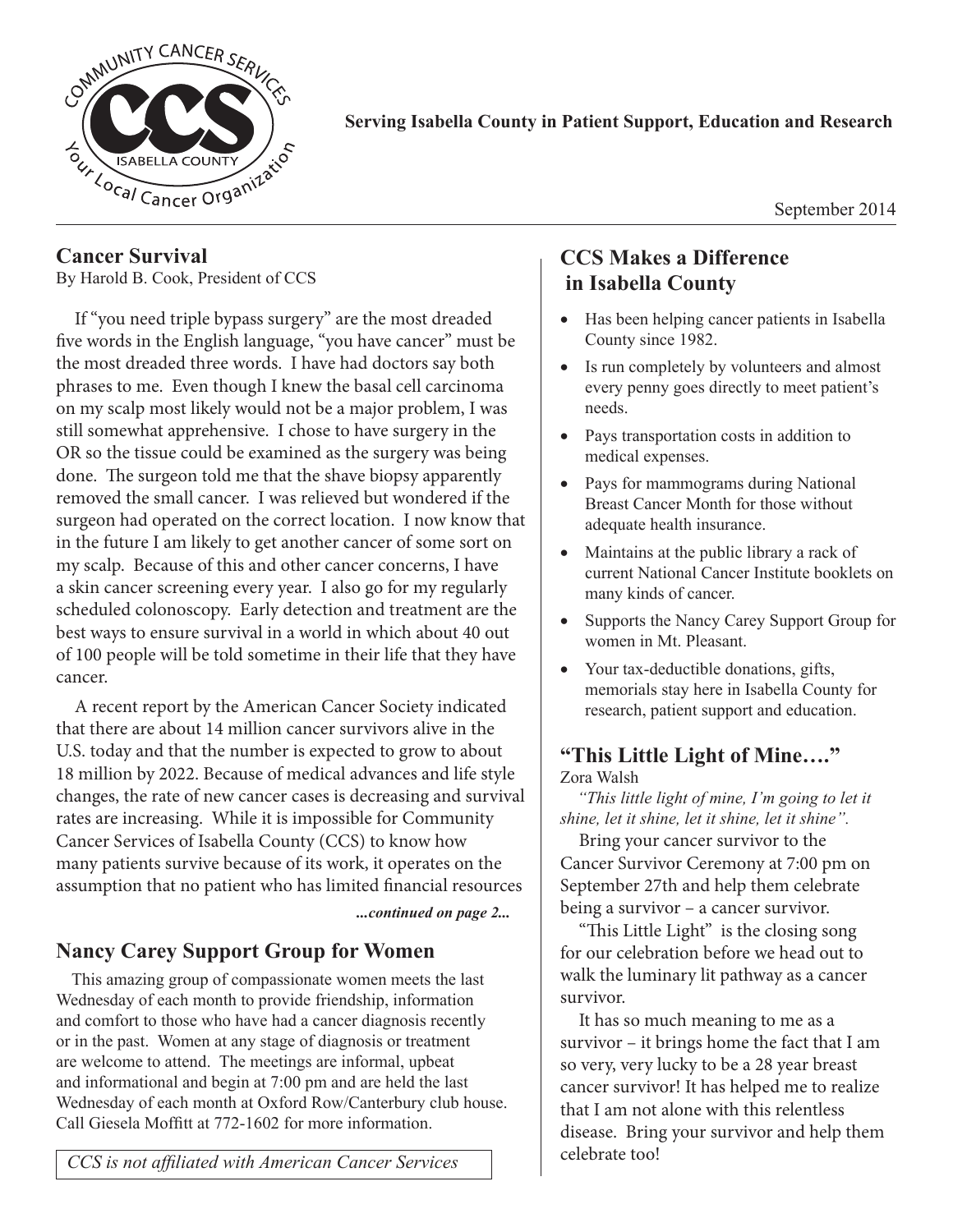**Serving Isabella County in Patient Support, Education and Research**

September 2014

## Cancer Survival

By Harold B. Cook, President of CCS

If "you need triple bypass surgery" are the most dreaded five words in the English language, "you have cancer" must be the most dreaded three words. I have had doctors say both phrases to me. Even though I knew the basal cell carcinoma on my scalp most likely would not be a major problem, I was still somewhat apprehensive. I chose to have surgery in the OR so the tissue could be examined as the surgery was being done. The surgeon told me that the shave biopsy apparently removed the small cancer. I was relieved but wondered if the surgeon had operated on the correct location. I now know that in the future I am likely to get another cancer of some sort on my scalp. Because of this and other cancer concerns, I have a skin cancer screening every year. I also go for my regularly scheduled colonoscopy. Early detection and treatment are the best ways to ensure survival in a world in which about 40 out of 100 people will be told sometime in their life that they have cancer.

A recent report by the American Cancer Society indicated that there are about 14 million cancer survivors alive in the U.S. today and that the number is expected to grow to about 18 million by 2022. Because of medical advances and life style changes, the rate of new cancer cases is decreasing and survival rates are increasing. While it is impossible for Community Cancer Services of Isabella County (CCS) to know how many patients survive because of its work, it operates on the assumption that no patient who has limited financial resources

***...continued on page 2...***

## Nancy Carey Support Group for Women

This amazing group of compassionate women meets the last Wednesday of each month to provide friendship, information and comfort to those who have had a cancer diagnosis recently or in the past. Women at any stage of diagnosis or treatment are welcome to attend. The meetings are informal, upbeat and informational and begin at 7:00 pm and are held the last Wednesday of each month at Oxford Row/Canterbury club house. Call Giesela Moffitt at 772-1602 for more information.

*CCS is not affiliated with American Cancer Services*

## CCS Makes a Difference in Isabella County

- Has been helping cancer patients in Isabella County since 1982.
- Is run completely by volunteers and almost every penny goes directly to meet patient's needs.
- Pays transportation costs in addition to medical expenses.
- Pays for mammograms during National Breast Cancer Month for those without adequate health insurance.
- Maintains at the public library a rack of current National Cancer Institute booklets on many kinds of cancer.
- Supports the Nancy Carey Support Group for women in Mt. Pleasant.
- Your tax-deductible donations, gifts, memorials stay here in Isabella County for research, patient support and education.

## "This Little Light of Mine…."

Zora Walsh

*"This little light of mine, I'm going to let it shine, let it shine, let it shine, let it shine".*

Bring your cancer survivor to the Cancer Survivor Ceremony at 7:00 pm on September 27th and help them celebrate being a survivor – a cancer survivor.

"This Little Light" is the closing song for our celebration before we head out to walk the luminary lit pathway as a cancer survivor.

It has so much meaning to me as a survivor – it brings home the fact that I am so very, very lucky to be a 28 year breast cancer survivor! It has helped me to realize that I am not alone with this relentless disease. Bring your survivor and help them celebrate too!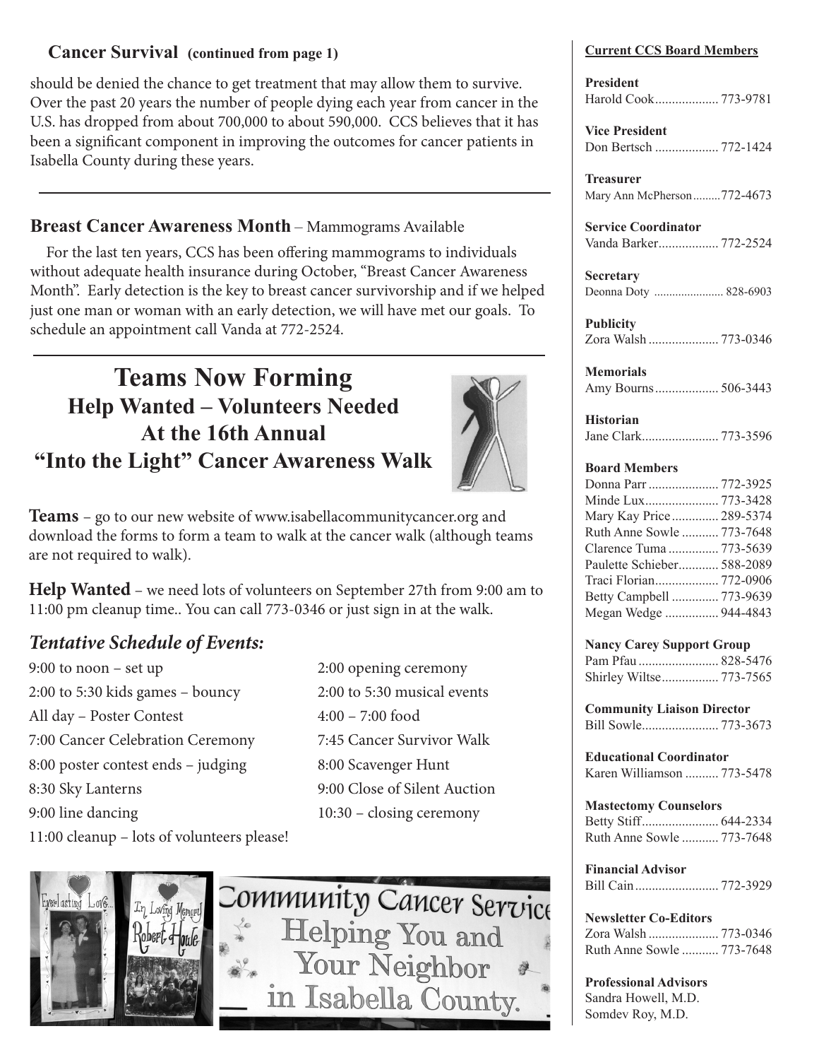## Cancer Survival (continued from page 1)

should be denied the chance to get treatment that may allow them to survive. Over the past 20 years the number of people dying each year from cancer in the U.S. has dropped from about 700,000 to about 590,000. CCS believes that it has been a significant component in improving the outcomes for cancer patients in Isabella County during these years.

---

## Breast Cancer Awareness Month – Mammograms Available

For the last ten years, CCS has been offering mammograms to individuals without adequate health insurance during October, "Breast Cancer Awareness Month". Early detection is the key to breast cancer survivorship and if we helped just one man or woman with an early detection, we will have met our goals. To schedule an appointment call Vanda at 772-2524.

---

# Teams Now Forming

## Help Wanted – Volunteers Needed At the 16th Annual "Into the Light" Cancer Awareness Walk

**Teams** – go to our new website of www.isabellacommunitycancer.org and download the forms to form a team to walk at the cancer walk (although teams are not required to walk).

**Help Wanted** – we need lots of volunteers on September 27th from 9:00 am to 11:00 pm cleanup time.. You can call 773-0346 or just sign in at the walk.

### *Tentative Schedule of Events:*

9:00 to noon – set up
2:00 to 5:30 kids games – bouncy
All day – Poster Contest
7:00 Cancer Celebration Ceremony
8:00 poster contest ends – judging
8:30 Sky Lanterns
9:00 line dancing
11:00 cleanup – lots of volunteers please!
2:00 opening ceremony
2:00 to 5:30 musical events
4:00 – 7:00 food
7:45 Cancer Survivor Walk
8:00 Scavenger Hunt
9:00 Close of Silent Auction
10:30 – closing ceremony

---

**Current CCS Board Members**

**President**
Harold Cook .................. 773-9781

**Vice President**
Don Bertsch .................. 772-1424

**Treasurer**
Mary Ann McPherson .........772-4673

**Service Coordinator**
Vanda Barker .................. 772-2524

**Secretary**
Deonna Doty ...................... 828-6903

**Publicity**
Zora Walsh ..................... 773-0346

**Memorials**
Amy Bourns .................. 506-3443

**Historian**
Jane Clark ...................... 773-3596

**Board Members**
Donna Parr ..................... 772-3925
Minde Lux ...................... 773-3428
Mary Kay Price .............. 289-5374
Ruth Anne Sowle ........... 773-7648
Clarence Tuma ............... 773-5639
Paulette Schieber............ 588-2089
Traci Florian................... 772-0906
Betty Campbell .............. 773-9639
Megan Wedge ................ 944-4843

**Nancy Carey Support Group**
Pam Pfau ........................ 828-5476
Shirley Wiltse................. 773-7565

**Community Liaison Director**
Bill Sowle....................... 773-3673

**Educational Coordinator**
Karen Williamson .......... 773-5478

**Mastectomy Counselors**
Betty Stiff....................... 644-2334
Ruth Anne Sowle ........... 773-7648

**Financial Advisor**
Bill Cain......................... 772-3929

**Newsletter Co-Editors**
Zora Walsh ..................... 773-0346
Ruth Anne Sowle ........... 773-7648

**Professional Advisors**
Sandra Howell, M.D.
Somdev Roy, M.D.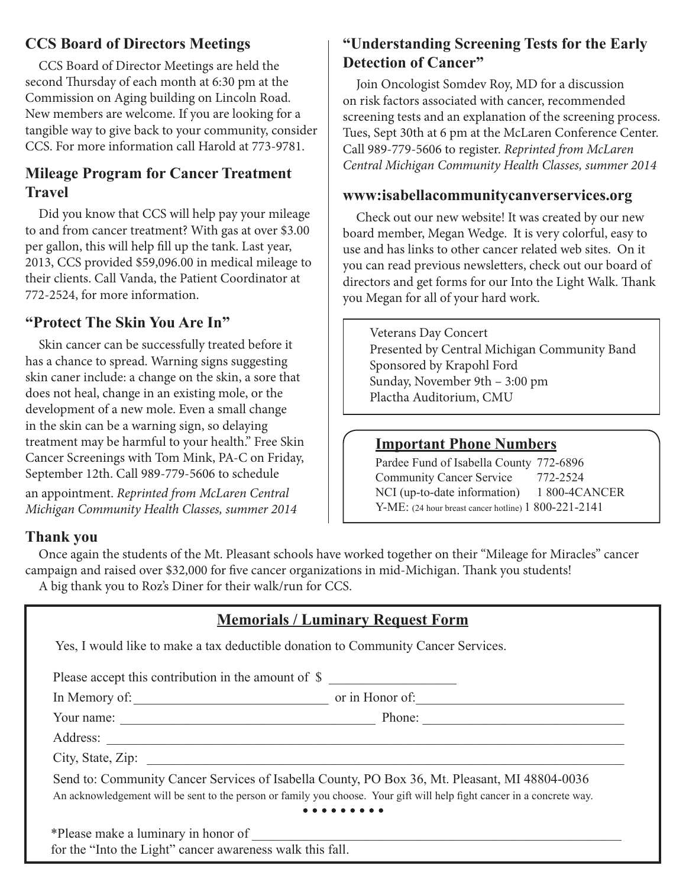## CCS Board of Directors Meetings

CCS Board of Director Meetings are held the second Thursday of each month at 6:30 pm at the Commission on Aging building on Lincoln Road. New members are welcome. If you are looking for a tangible way to give back to your community, consider CCS. For more information call Harold at 773-9781.

## Mileage Program for Cancer Treatment Travel

Did you know that CCS will help pay your mileage to and from cancer treatment? With gas at over $3.00 per gallon, this will help fill up the tank. Last year, 2013, CCS provided $59,096.00 in medical mileage to their clients. Call Vanda, the Patient Coordinator at 772-2524, for more information.

## "Protect The Skin You Are In"

Skin cancer can be successfully treated before it has a chance to spread. Warning signs suggesting skin caner include: a change on the skin, a sore that does not heal, change in an existing mole, or the development of a new mole. Even a small change in the skin can be a warning sign, so delaying treatment may be harmful to your health." Free Skin Cancer Screenings with Tom Mink, PA-C on Friday, September 12th. Call 989-779-5606 to schedule an appointment. *Reprinted from McLaren Central Michigan Community Health Classes, summer 2014*

## "Understanding Screening Tests for the Early Detection of Cancer"

Join Oncologist Somdev Roy, MD for a discussion on risk factors associated with cancer, recommended screening tests and an explanation of the screening process. Tues, Sept 30th at 6 pm at the McLaren Conference Center. Call 989-779-5606 to register. *Reprinted from McLaren Central Michigan Community Health Classes, summer 2014*

## www:isabellacommunitycanverservices.org

Check out our new website! It was created by our new board member, Megan Wedge. It is very colorful, easy to use and has links to other cancer related web sites. On it you can read previous newsletters, check out our board of directors and get forms for our Into the Light Walk. Thank you Megan for all of your hard work.

Veterans Day Concert
Presented by Central Michigan Community Band
Sponsored by Krapohl Ford
Sunday, November 9th – 3:00 pm
Plactha Auditorium, CMU

## Important Phone Numbers

Pardee Fund of Isabella County 772-6896
Community Cancer Service 772-2524
NCI (up-to-date information) 1 800-4CANCER
Y-ME: (24 hour breast cancer hotline) 1 800-221-2141

## Thank you

Once again the students of the Mt. Pleasant schools have worked together on their "Mileage for Miracles" cancer campaign and raised over $32,000 for five cancer organizations in mid-Michigan. Thank you students!

A big thank you to Roz's Diner for their walk/run for CCS.

## Memorials / Luminary Request Form

Yes, I would like to make a tax deductible donation to Community Cancer Services.

Please accept this contribution in the amount of $ ____________________

In Memory of: ______________________________ or in Honor of: ______________________________

Your name: ______________________________ Phone: ______________________________

Address: ____________________________________________________________

City, State, Zip: ____________________________________________________________

Send to: Community Cancer Services of Isabella County, PO Box 36, Mt. Pleasant, MI 48804-0036

An acknowledgement will be sent to the person or family you choose. Your gift will help fight cancer in a concrete way.

• • • • • • • • •

*Please make a luminary in honor of ____________________________________________________________
for the "Into the Light" cancer awareness walk this fall.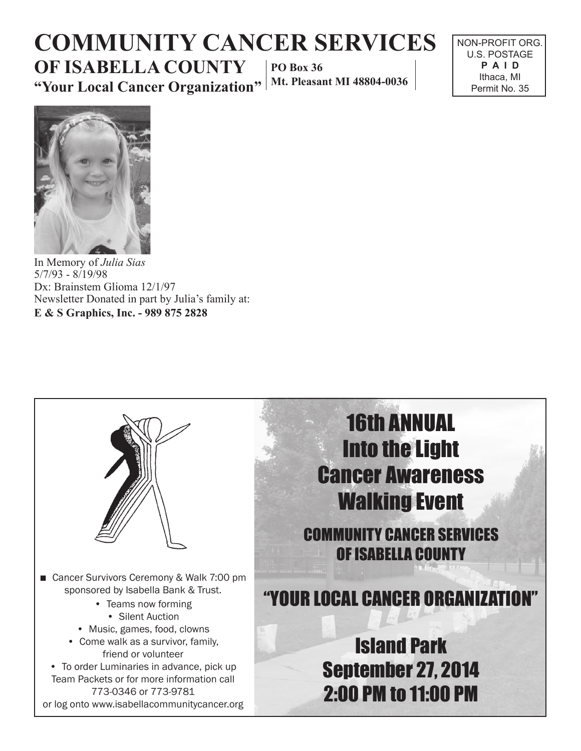# COMMUNITY CANCER SERVICES

## OF ISABELLA COUNTY

**"Your Local Cancer Organization"**

**PO Box 36**
**Mt. Pleasant MI 48804-0036**

NON-PROFIT ORG.
U.S. POSTAGE
**PAID**
Ithaca, MI
Permit No. 35

In Memory of *Julia Sias*
5/7/93 - 8/19/98
Dx: Brainstem Glioma 12/1/97
Newsletter Donated in part by Julia's family at:
**E & S Graphics, Inc. - 989 875 2828**

## 16th ANNUAL Into the Light Cancer Awareness Walking Event

### COMMUNITY CANCER SERVICES OF ISABELLA COUNTY

### "YOUR LOCAL CANCER ORGANIZATION"

### Island Park September 27, 2014 2:00 PM to 11:00 PM

- Cancer Survivors Ceremony & Walk 7:00 pm sponsored by Isabella Bank & Trust.
  - Teams now forming
  - Silent Auction
  - Music, games, food, clowns
  - Come walk as a survivor, family, friend or volunteer
  - To order Luminaries in advance, pick up Team Packets or for more information call 773-0346 or 773-9781 or log onto www.isabellacommunitycancer.org